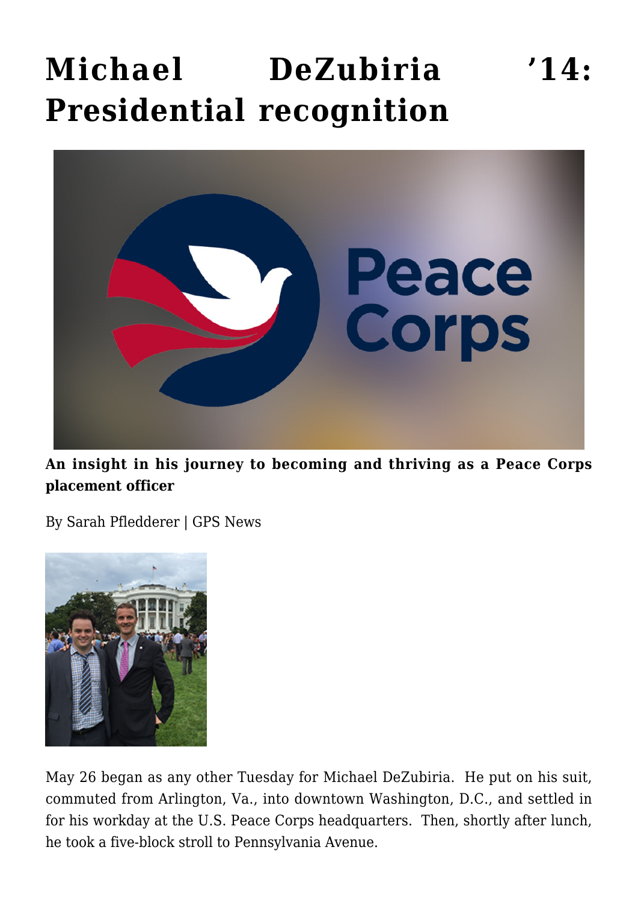# Michael DeZubiria '14: Presidential recognition

**An insight in his journey to becoming and thriving as a Peace Corps placement officer**

By Sarah Pfledderer | GPS News

May 26 began as any other Tuesday for Michael DeZubiria. He put on his suit, commuted from Arlington, Va., into downtown Washington, D.C., and settled in for his workday at the U.S. Peace Corps headquarters. Then, shortly after lunch, he took a five-block stroll to Pennsylvania Avenue.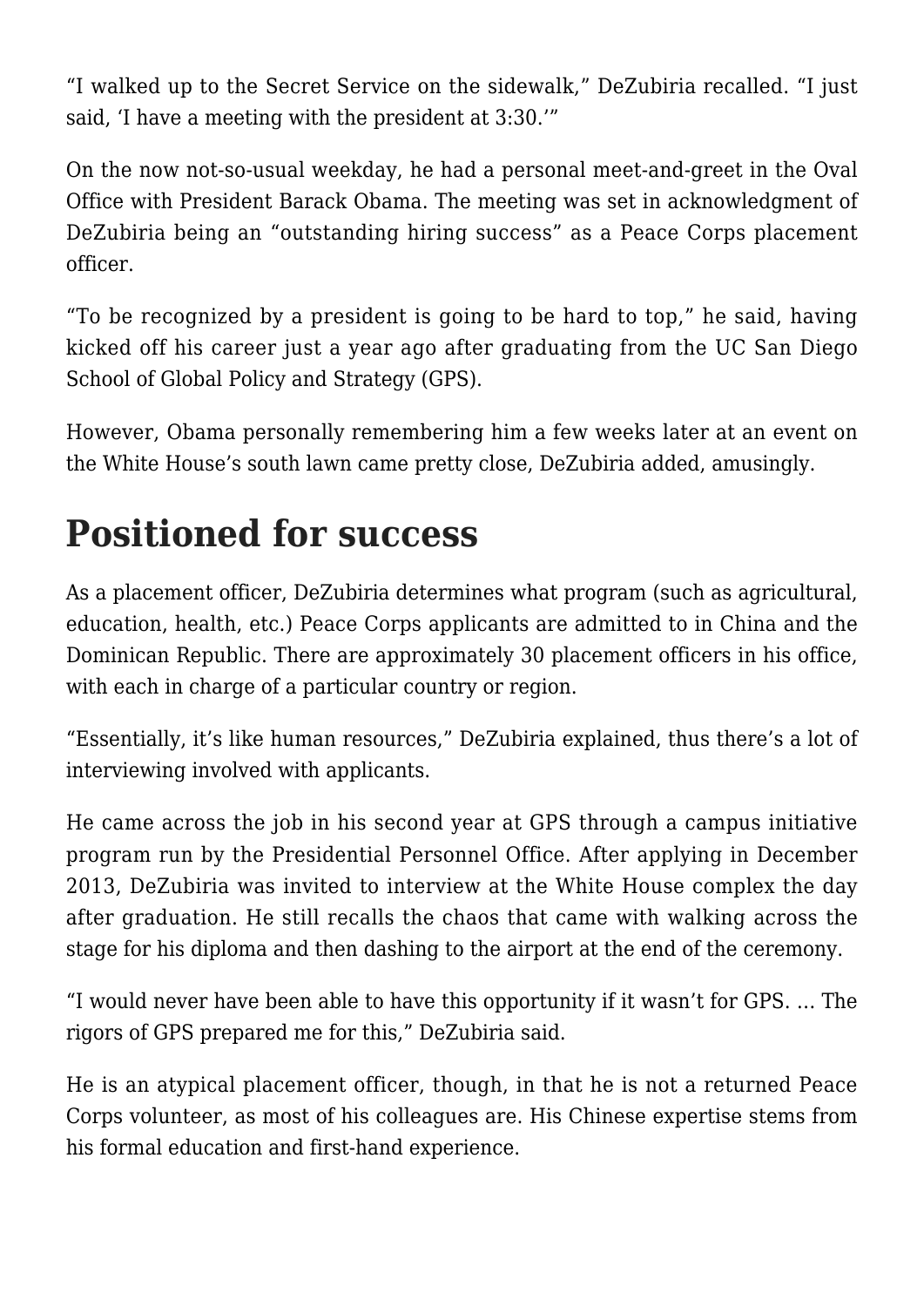"I walked up to the Secret Service on the sidewalk," DeZubiria recalled. "I just said, 'I have a meeting with the president at 3:30.'"

On the now not-so-usual weekday, he had a personal meet-and-greet in the Oval Office with President Barack Obama. The meeting was set in acknowledgment of DeZubiria being an "outstanding hiring success" as a Peace Corps placement officer.

"To be recognized by a president is going to be hard to top," he said, having kicked off his career just a year ago after graduating from the UC San Diego School of Global Policy and Strategy (GPS).

However, Obama personally remembering him a few weeks later at an event on the White House's south lawn came pretty close, DeZubiria added, amusingly.

## Positioned for success

As a placement officer, DeZubiria determines what program (such as agricultural, education, health, etc.) Peace Corps applicants are admitted to in China and the Dominican Republic. There are approximately 30 placement officers in his office, with each in charge of a particular country or region.

"Essentially, it's like human resources," DeZubiria explained, thus there's a lot of interviewing involved with applicants.

He came across the job in his second year at GPS through a campus initiative program run by the Presidential Personnel Office. After applying in December 2013, DeZubiria was invited to interview at the White House complex the day after graduation. He still recalls the chaos that came with walking across the stage for his diploma and then dashing to the airport at the end of the ceremony.

"I would never have been able to have this opportunity if it wasn't for GPS. … The rigors of GPS prepared me for this," DeZubiria said.

He is an atypical placement officer, though, in that he is not a returned Peace Corps volunteer, as most of his colleagues are. His Chinese expertise stems from his formal education and first-hand experience.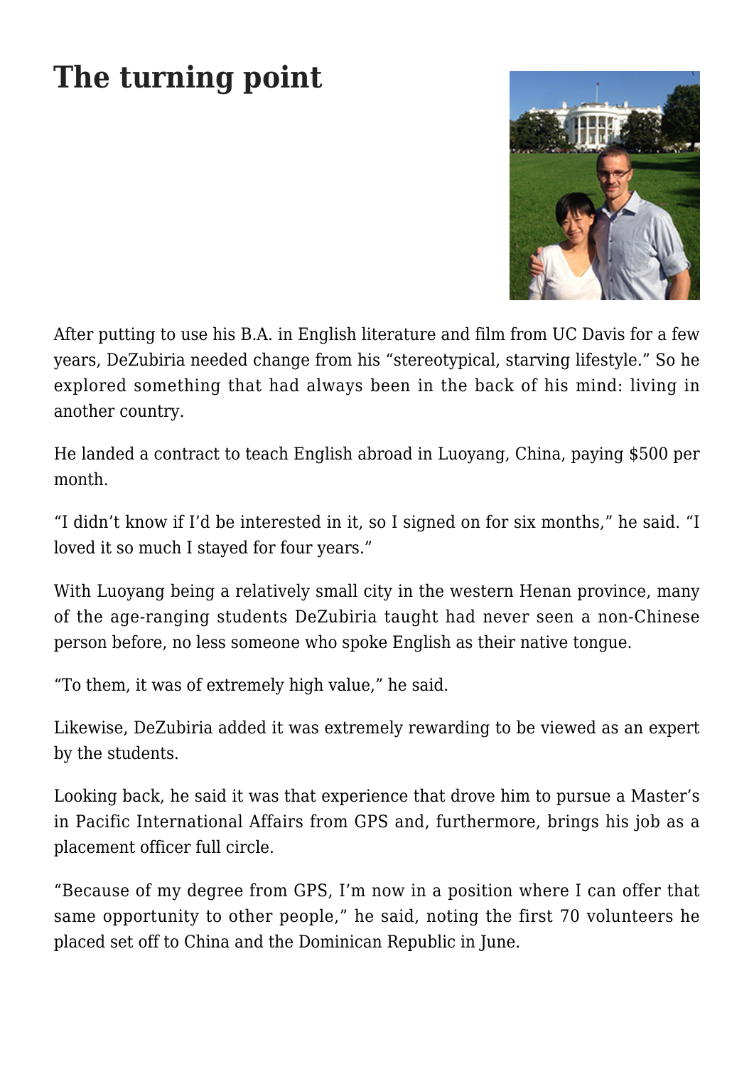# The turning point

After putting to use his B.A. in English literature and film from UC Davis for a few years, DeZubiria needed change from his "stereotypical, starving lifestyle." So he explored something that had always been in the back of his mind: living in another country.

He landed a contract to teach English abroad in Luoyang, China, paying $500 per month.

"I didn't know if I'd be interested in it, so I signed on for six months," he said. "I loved it so much I stayed for four years."

With Luoyang being a relatively small city in the western Henan province, many of the age-ranging students DeZubiria taught had never seen a non-Chinese person before, no less someone who spoke English as their native tongue.

"To them, it was of extremely high value," he said.

Likewise, DeZubiria added it was extremely rewarding to be viewed as an expert by the students.

Looking back, he said it was that experience that drove him to pursue a Master's in Pacific International Affairs from GPS and, furthermore, brings his job as a placement officer full circle.

"Because of my degree from GPS, I'm now in a position where I can offer that same opportunity to other people," he said, noting the first 70 volunteers he placed set off to China and the Dominican Republic in June.